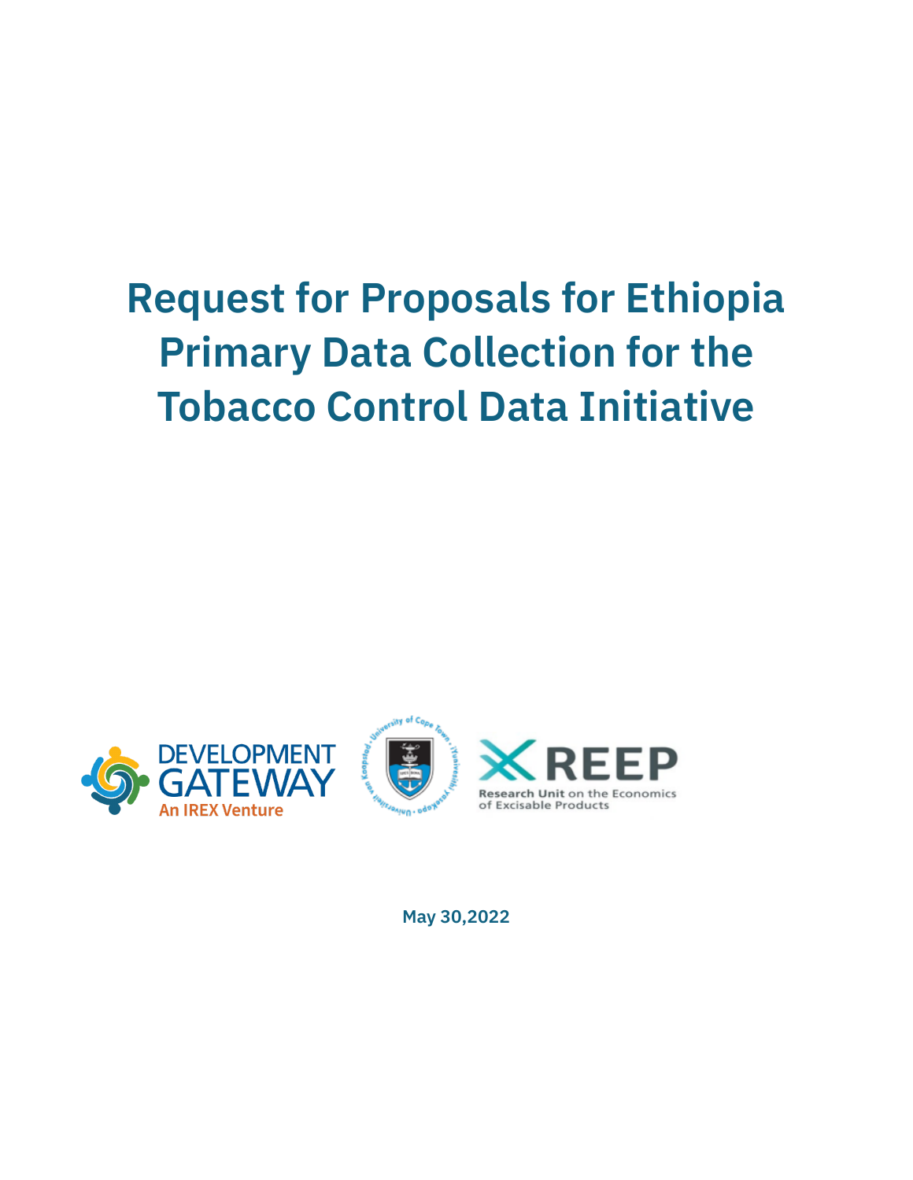# Request for Proposals for Ethiopia Primary Data Collection for the Tobacco Control Data Initiative

DEVELOPMENT GATEWAY
An IREX Venture

REEP
Research Unit on the Economics of Excisable Products

May 30,2022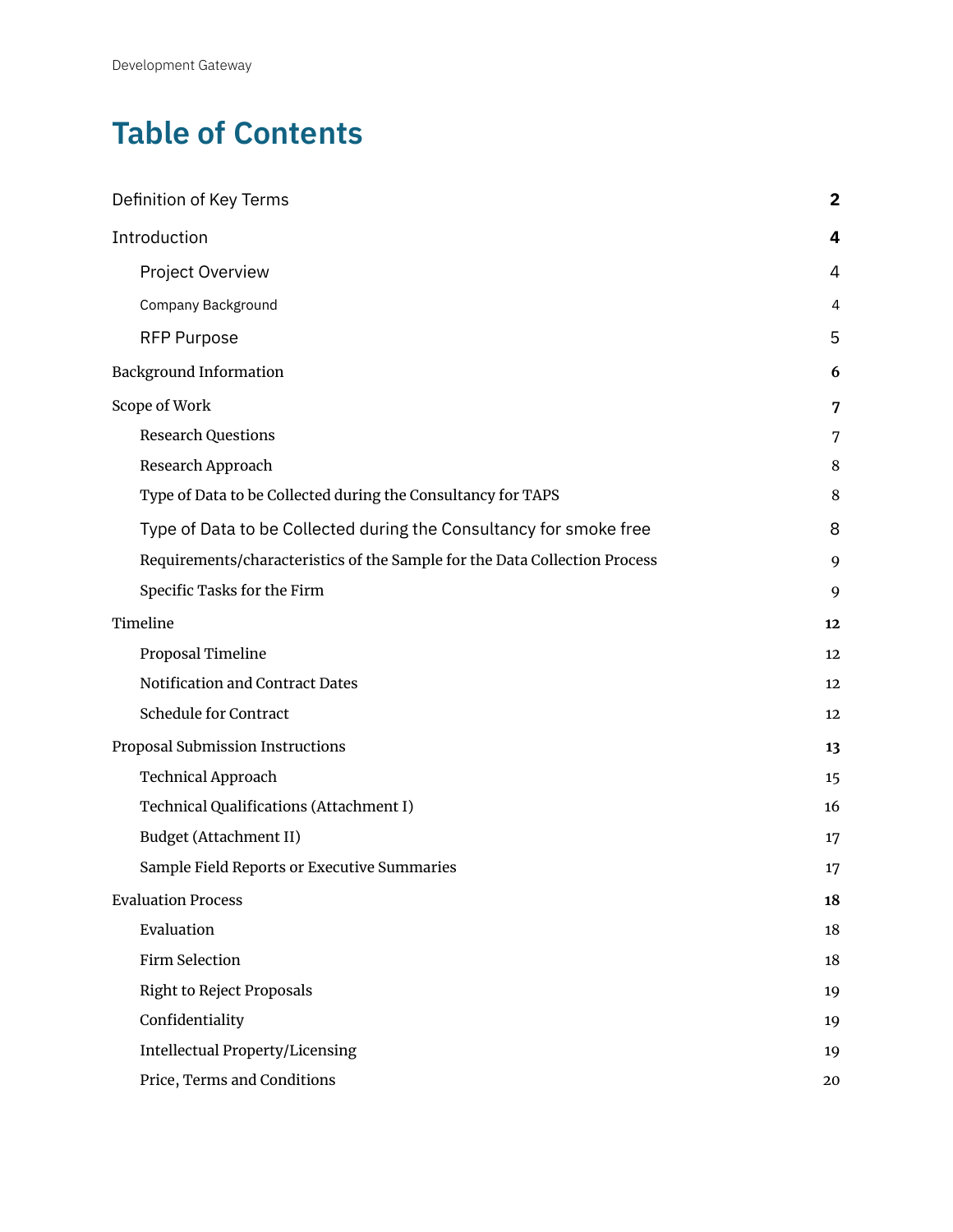# Table of Contents

| | |
|---|---|
| Definition of Key Terms | **2** |
| Introduction | **4** |
| Project Overview | 4 |
| Company Background | 4 |
| RFP Purpose | 5 |
| Background Information | **6** |
| Scope of Work | **7** |
| Research Questions | 7 |
| Research Approach | 8 |
| Type of Data to be Collected during the Consultancy for TAPS | 8 |
| Type of Data to be Collected during the Consultancy for smoke free | 8 |
| Requirements/characteristics of the Sample for the Data Collection Process | 9 |
| Specific Tasks for the Firm | 9 |
| Timeline | **12** |
| Proposal Timeline | 12 |
| Notification and Contract Dates | 12 |
| Schedule for Contract | 12 |
| Proposal Submission Instructions | **13** |
| Technical Approach | 15 |
| Technical Qualifications (Attachment I) | 16 |
| Budget (Attachment II) | 17 |
| Sample Field Reports or Executive Summaries | 17 |
| Evaluation Process | **18** |
| Evaluation | 18 |
| Firm Selection | 18 |
| Right to Reject Proposals | 19 |
| Confidentiality | 19 |
| Intellectual Property/Licensing | 19 |
| Price, Terms and Conditions | 20 |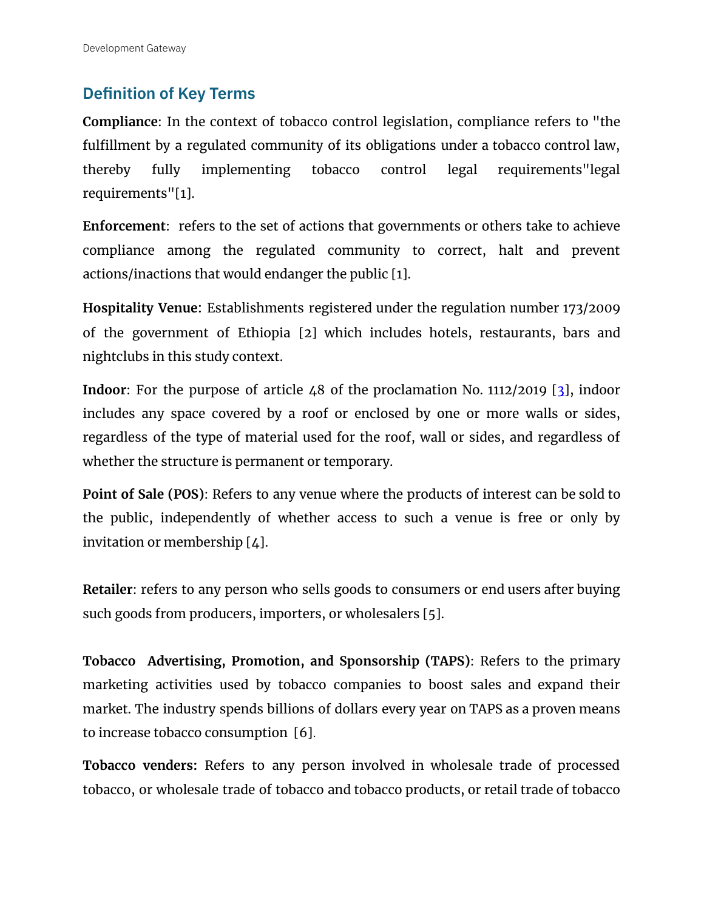## Definition of Key Terms

**Compliance**: In the context of tobacco control legislation, compliance refers to "the fulfillment by a regulated community of its obligations under a tobacco control law, thereby fully implementing tobacco control legal requirements"legal requirements"[1].

**Enforcement**: refers to the set of actions that governments or others take to achieve compliance among the regulated community to correct, halt and prevent actions/inactions that would endanger the public [1].

**Hospitality Venue**: Establishments registered under the regulation number 173/2009 of the government of Ethiopia [2] which includes hotels, restaurants, bars and nightclubs in this study context.

**Indoor**: For the purpose of article 48 of the proclamation No. 1112/2019 [3], indoor includes any space covered by a roof or enclosed by one or more walls or sides, regardless of the type of material used for the roof, wall or sides, and regardless of whether the structure is permanent or temporary.

**Point of Sale (POS)**: Refers to any venue where the products of interest can be sold to the public, independently of whether access to such a venue is free or only by invitation or membership [4].

**Retailer**: refers to any person who sells goods to consumers or end users after buying such goods from producers, importers, or wholesalers [5].

**Tobacco Advertising, Promotion, and Sponsorship (TAPS)**: Refers to the primary marketing activities used by tobacco companies to boost sales and expand their market. The industry spends billions of dollars every year on TAPS as a proven means to increase tobacco consumption [6].

**Tobacco venders:** Refers to any person involved in wholesale trade of processed tobacco, or wholesale trade of tobacco and tobacco products, or retail trade of tobacco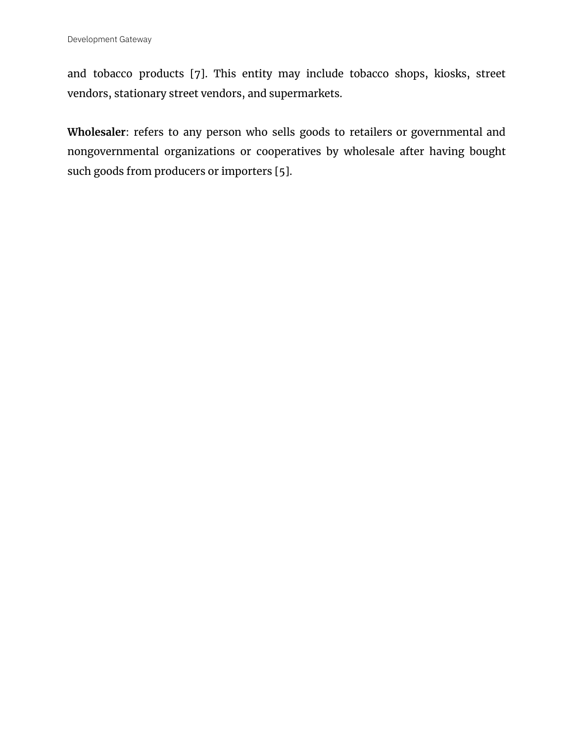and tobacco products [7]. This entity may include tobacco shops, kiosks, street vendors, stationary street vendors, and supermarkets.

**Wholesaler**: refers to any person who sells goods to retailers or governmental and nongovernmental organizations or cooperatives by wholesale after having bought such goods from producers or importers [5].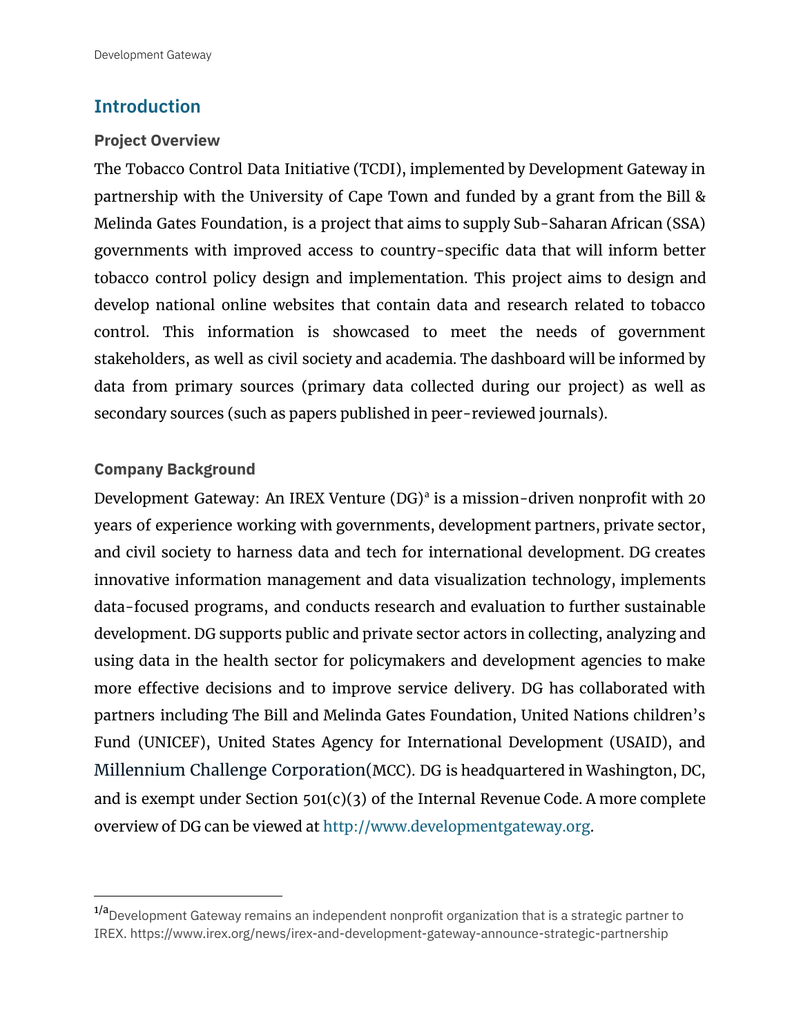## Introduction

### Project Overview

The Tobacco Control Data Initiative (TCDI), implemented by Development Gateway in partnership with the University of Cape Town and funded by a grant from the Bill & Melinda Gates Foundation, is a project that aims to supply Sub-Saharan African (SSA) governments with improved access to country-specific data that will inform better tobacco control policy design and implementation. This project aims to design and develop national online websites that contain data and research related to tobacco control. This information is showcased to meet the needs of government stakeholders, as well as civil society and academia. The dashboard will be informed by data from primary sources (primary data collected during our project) as well as secondary sources (such as papers published in peer-reviewed journals).

### Company Background

Development Gateway: An IREX Venture (DG)[a] is a mission-driven nonprofit with 20 years of experience working with governments, development partners, private sector, and civil society to harness data and tech for international development. DG creates innovative information management and data visualization technology, implements data-focused programs, and conducts research and evaluation to further sustainable development. DG supports public and private sector actors in collecting, analyzing and using data in the health sector for policymakers and development agencies to make more effective decisions and to improve service delivery. DG has collaborated with partners including The Bill and Melinda Gates Foundation, United Nations children's Fund (UNICEF), United States Agency for International Development (USAID), and Millennium Challenge Corporation(MCC). DG is headquartered in Washington, DC, and is exempt under Section 501(c)(3) of the Internal Revenue Code. A more complete overview of DG can be viewed at http://www.developmentgateway.org.

---

[1/a] Development Gateway remains an independent nonprofit organization that is a strategic partner to IREX. https://www.irex.org/news/irex-and-development-gateway-announce-strategic-partnership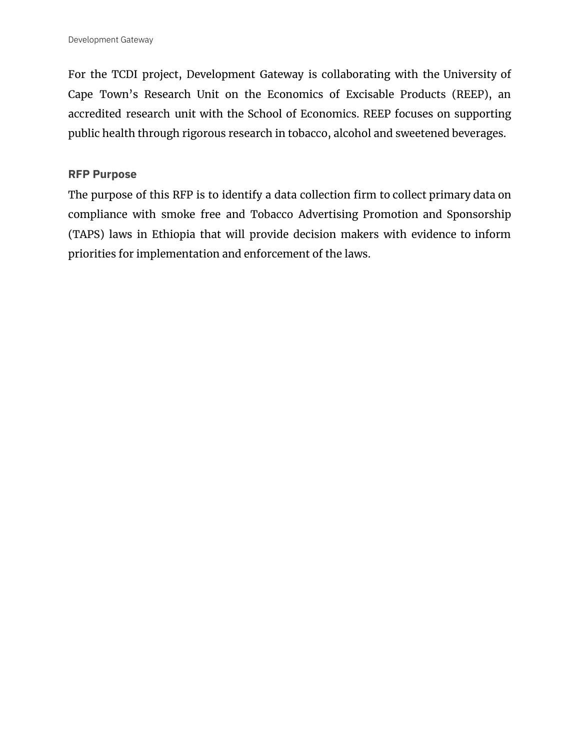For the TCDI project, Development Gateway is collaborating with the University of Cape Town's Research Unit on the Economics of Excisable Products (REEP), an accredited research unit with the School of Economics. REEP focuses on supporting public health through rigorous research in tobacco, alcohol and sweetened beverages.

### RFP Purpose

The purpose of this RFP is to identify a data collection firm to collect primary data on compliance with smoke free and Tobacco Advertising Promotion and Sponsorship (TAPS) laws in Ethiopia that will provide decision makers with evidence to inform priorities for implementation and enforcement of the laws.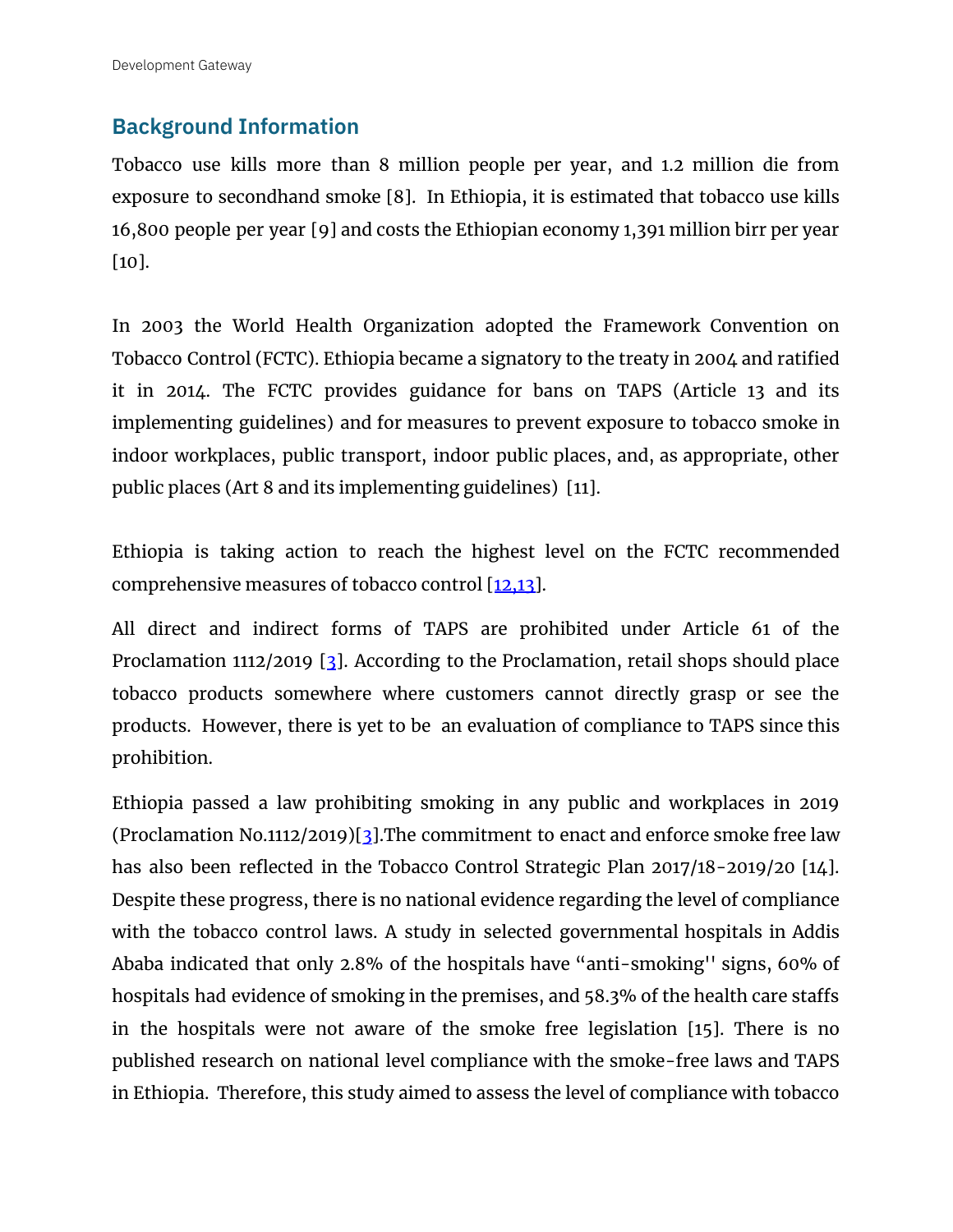## Background Information

Tobacco use kills more than 8 million people per year, and 1.2 million die from exposure to secondhand smoke [8]. In Ethiopia, it is estimated that tobacco use kills 16,800 people per year [9] and costs the Ethiopian economy 1,391 million birr per year [10].

In 2003 the World Health Organization adopted the Framework Convention on Tobacco Control (FCTC). Ethiopia became a signatory to the treaty in 2004 and ratified it in 2014. The FCTC provides guidance for bans on TAPS (Article 13 and its implementing guidelines) and for measures to prevent exposure to tobacco smoke in indoor workplaces, public transport, indoor public places, and, as appropriate, other public places (Art 8 and its implementing guidelines) [11].

Ethiopia is taking action to reach the highest level on the FCTC recommended comprehensive measures of tobacco control [12,13].

All direct and indirect forms of TAPS are prohibited under Article 61 of the Proclamation 1112/2019 [3]. According to the Proclamation, retail shops should place tobacco products somewhere where customers cannot directly grasp or see the products. However, there is yet to be an evaluation of compliance to TAPS since this prohibition.

Ethiopia passed a law prohibiting smoking in any public and workplaces in 2019 (Proclamation No.1112/2019)[3].The commitment to enact and enforce smoke free law has also been reflected in the Tobacco Control Strategic Plan 2017/18-2019/20 [14]. Despite these progress, there is no national evidence regarding the level of compliance with the tobacco control laws. A study in selected governmental hospitals in Addis Ababa indicated that only 2.8% of the hospitals have "anti-smoking" signs, 60% of hospitals had evidence of smoking in the premises, and 58.3% of the health care staffs in the hospitals were not aware of the smoke free legislation [15]. There is no published research on national level compliance with the smoke-free laws and TAPS in Ethiopia. Therefore, this study aimed to assess the level of compliance with tobacco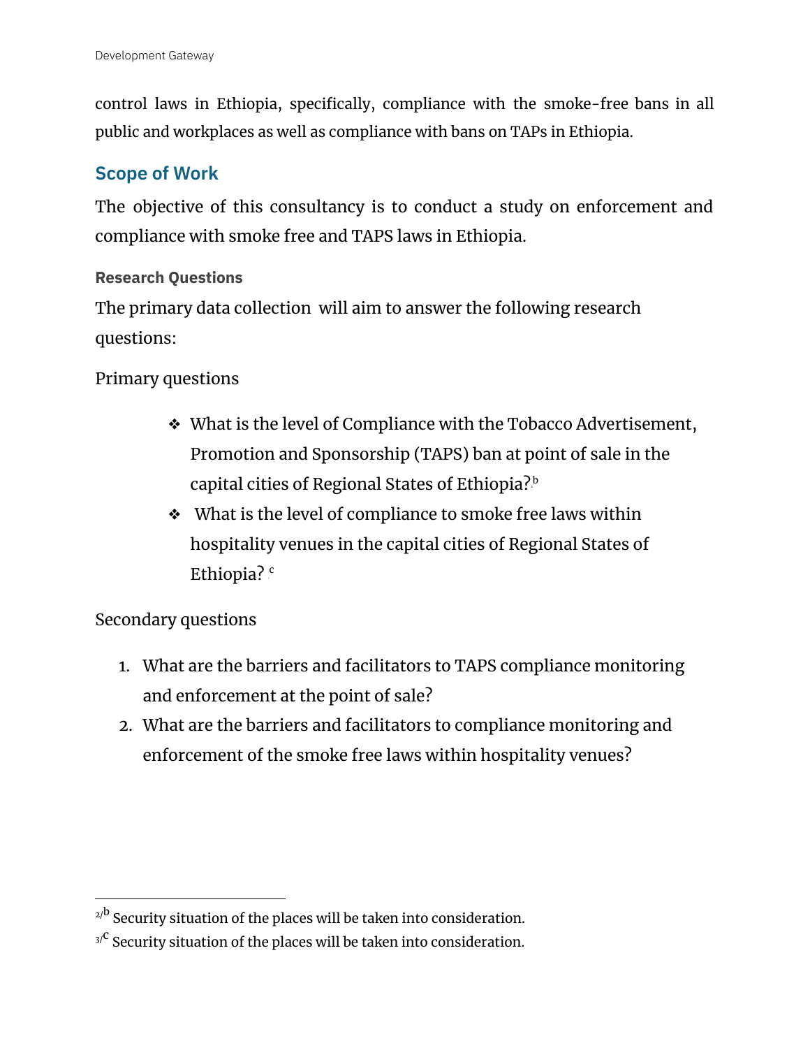control laws in Ethiopia, specifically, compliance with the smoke-free bans in all public and workplaces as well as compliance with bans on TAPs in Ethiopia.

## Scope of Work

The objective of this consultancy is to conduct a study on enforcement and compliance with smoke free and TAPS laws in Ethiopia.

### Research Questions

The primary data collection will aim to answer the following research questions:

Primary questions

- What is the level of Compliance with the Tobacco Advertisement, Promotion and Sponsorship (TAPS) ban at point of sale in the capital cities of Regional States of Ethiopia?[b]
- What is the level of compliance to smoke free laws within hospitality venues in the capital cities of Regional States of Ethiopia? [c]

Secondary questions

1. What are the barriers and facilitators to TAPS compliance monitoring and enforcement at the point of sale?
2. What are the barriers and facilitators to compliance monitoring and enforcement of the smoke free laws within hospitality venues?

---

[2/b] Security situation of the places will be taken into consideration.

[3/c] Security situation of the places will be taken into consideration.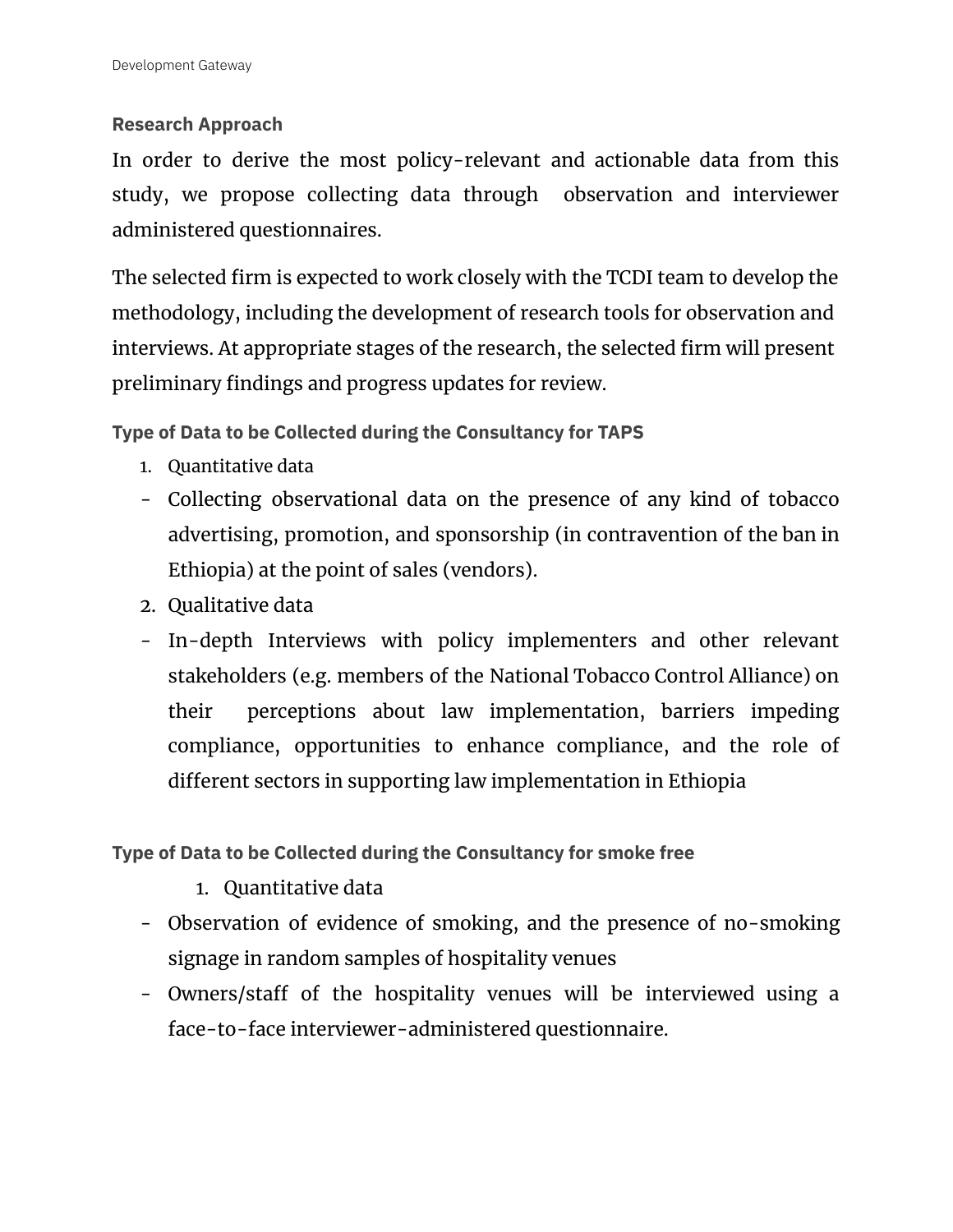### Research Approach

In order to derive the most policy-relevant and actionable data from this study, we propose collecting data through observation and interviewer administered questionnaires.

The selected firm is expected to work closely with the TCDI team to develop the methodology, including the development of research tools for observation and interviews. At appropriate stages of the research, the selected firm will present preliminary findings and progress updates for review.

#### Type of Data to be Collected during the Consultancy for TAPS

1. Quantitative data
   - Collecting observational data on the presence of any kind of tobacco advertising, promotion, and sponsorship (in contravention of the ban in Ethiopia) at the point of sales (vendors).
2. Qualitative data
   - In-depth Interviews with policy implementers and other relevant stakeholders (e.g. members of the National Tobacco Control Alliance) on their perceptions about law implementation, barriers impeding compliance, opportunities to enhance compliance, and the role of different sectors in supporting law implementation in Ethiopia

#### Type of Data to be Collected during the Consultancy for smoke free

1. Quantitative data
   - Observation of evidence of smoking, and the presence of no-smoking signage in random samples of hospitality venues
   - Owners/staff of the hospitality venues will be interviewed using a face-to-face interviewer-administered questionnaire.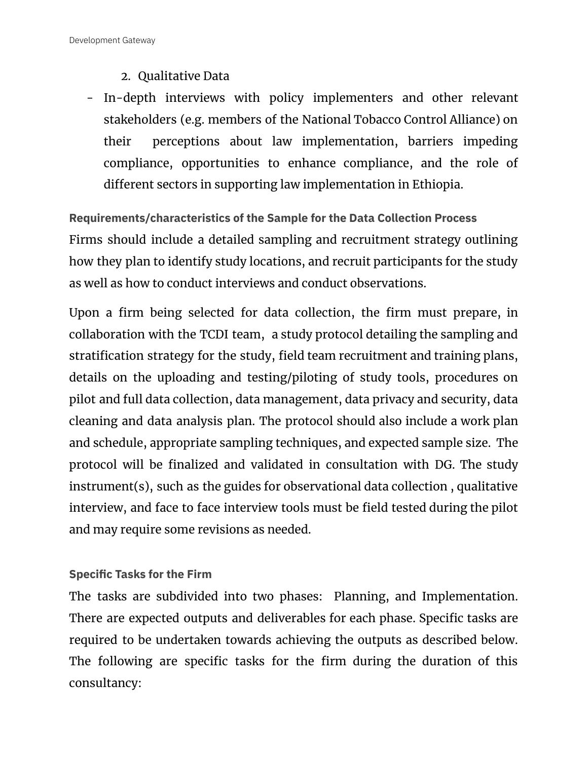2. Qualitative Data

- In-depth interviews with policy implementers and other relevant stakeholders (e.g. members of the National Tobacco Control Alliance) on their perceptions about law implementation, barriers impeding compliance, opportunities to enhance compliance, and the role of different sectors in supporting law implementation in Ethiopia.

### Requirements/characteristics of the Sample for the Data Collection Process

Firms should include a detailed sampling and recruitment strategy outlining how they plan to identify study locations, and recruit participants for the study as well as how to conduct interviews and conduct observations.

Upon a firm being selected for data collection, the firm must prepare, in collaboration with the TCDI team, a study protocol detailing the sampling and stratification strategy for the study, field team recruitment and training plans, details on the uploading and testing/piloting of study tools, procedures on pilot and full data collection, data management, data privacy and security, data cleaning and data analysis plan. The protocol should also include a work plan and schedule, appropriate sampling techniques, and expected sample size. The protocol will be finalized and validated in consultation with DG. The study instrument(s), such as the guides for observational data collection , qualitative interview, and face to face interview tools must be field tested during the pilot and may require some revisions as needed.

### Specific Tasks for the Firm

The tasks are subdivided into two phases: Planning, and Implementation. There are expected outputs and deliverables for each phase. Specific tasks are required to be undertaken towards achieving the outputs as described below. The following are specific tasks for the firm during the duration of this consultancy: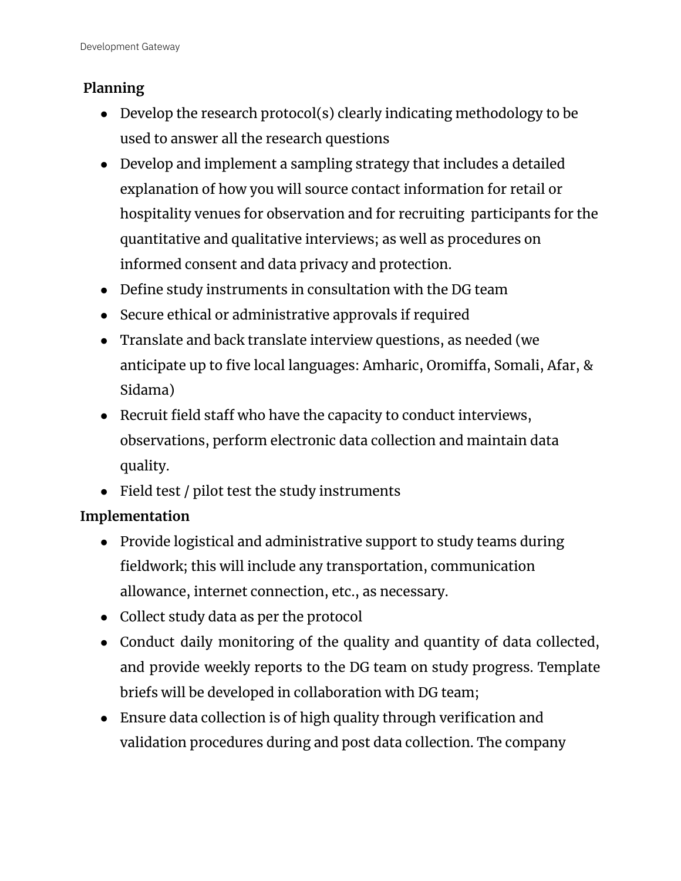**Planning**

- Develop the research protocol(s) clearly indicating methodology to be used to answer all the research questions
- Develop and implement a sampling strategy that includes a detailed explanation of how you will source contact information for retail or hospitality venues for observation and for recruiting participants for the quantitative and qualitative interviews; as well as procedures on informed consent and data privacy and protection.
- Define study instruments in consultation with the DG team
- Secure ethical or administrative approvals if required
- Translate and back translate interview questions, as needed (we anticipate up to five local languages: Amharic, Oromiffa, Somali, Afar, & Sidama)
- Recruit field staff who have the capacity to conduct interviews, observations, perform electronic data collection and maintain data quality.
- Field test / pilot test the study instruments

**Implementation**

- Provide logistical and administrative support to study teams during fieldwork; this will include any transportation, communication allowance, internet connection, etc., as necessary.
- Collect study data as per the protocol
- Conduct daily monitoring of the quality and quantity of data collected, and provide weekly reports to the DG team on study progress. Template briefs will be developed in collaboration with DG team;
- Ensure data collection is of high quality through verification and validation procedures during and post data collection. The company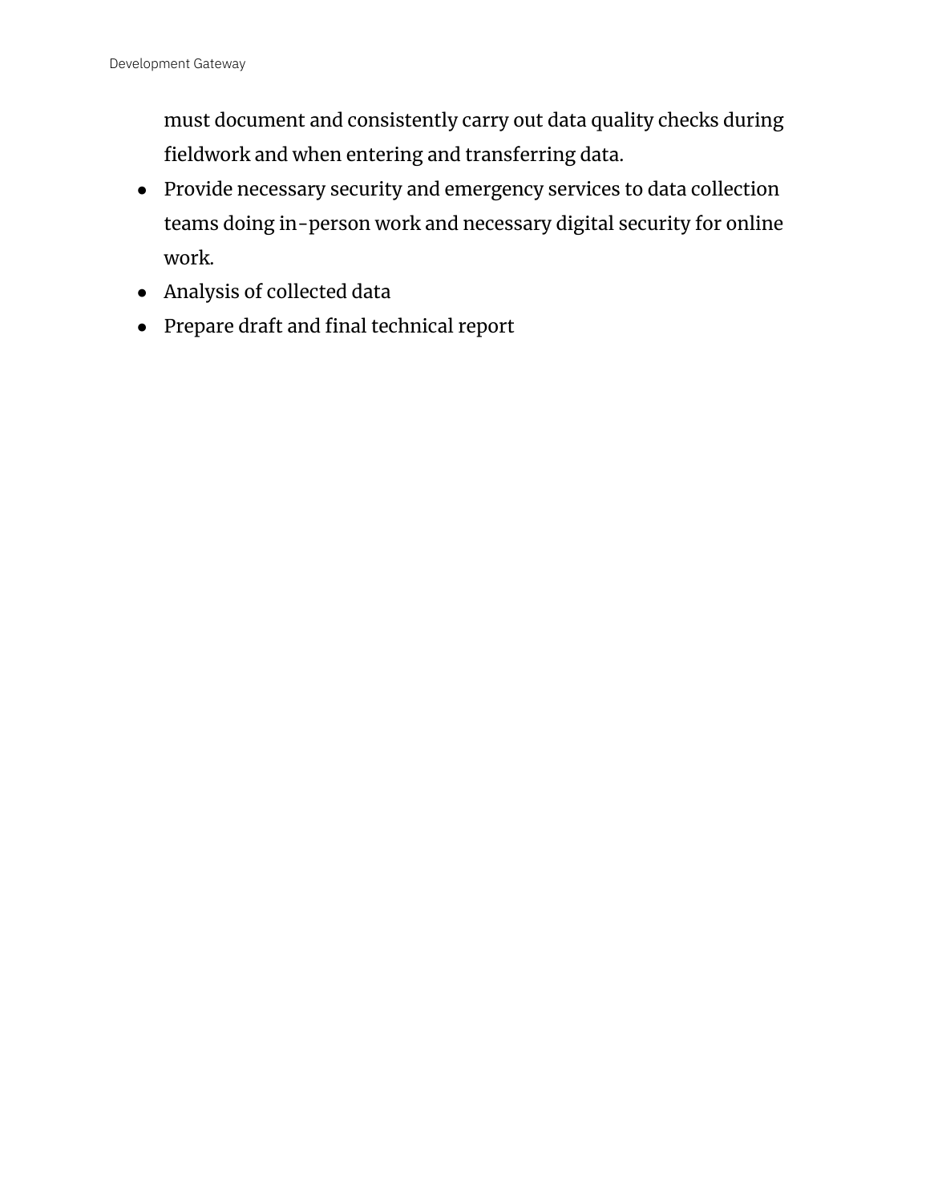must document and consistently carry out data quality checks during fieldwork and when entering and transferring data.

- Provide necessary security and emergency services to data collection teams doing in-person work and necessary digital security for online work.
- Analysis of collected data
- Prepare draft and final technical report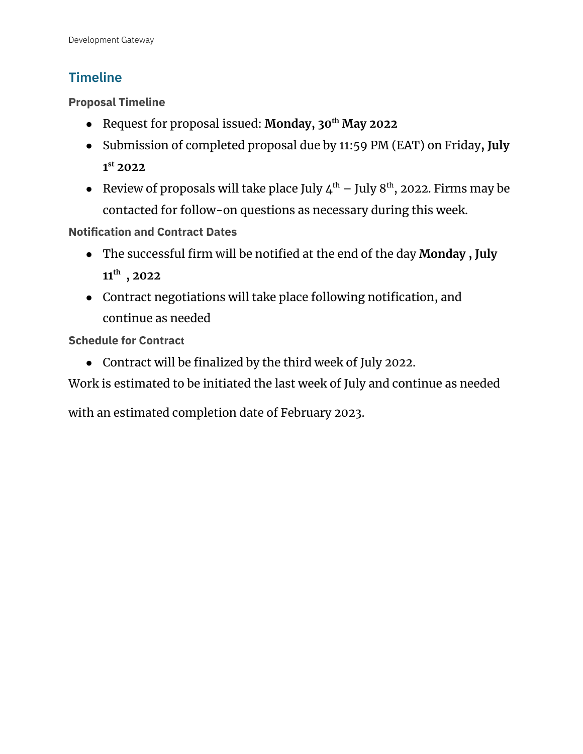## Timeline

### Proposal Timeline

- Request for proposal issued: **Monday, 30th May 2022**
- Submission of completed proposal due by 11:59 PM (EAT) on Friday**, July 1st 2022**
- Review of proposals will take place July 4th – July 8th, 2022. Firms may be contacted for follow-on questions as necessary during this week.

### Notification and Contract Dates

- The successful firm will be notified at the end of the day **Monday , July 11th , 2022**
- Contract negotiations will take place following notification, and continue as needed

### Schedule for Contract

- Contract will be finalized by the third week of July 2022.

Work is estimated to be initiated the last week of July and continue as needed with an estimated completion date of February 2023.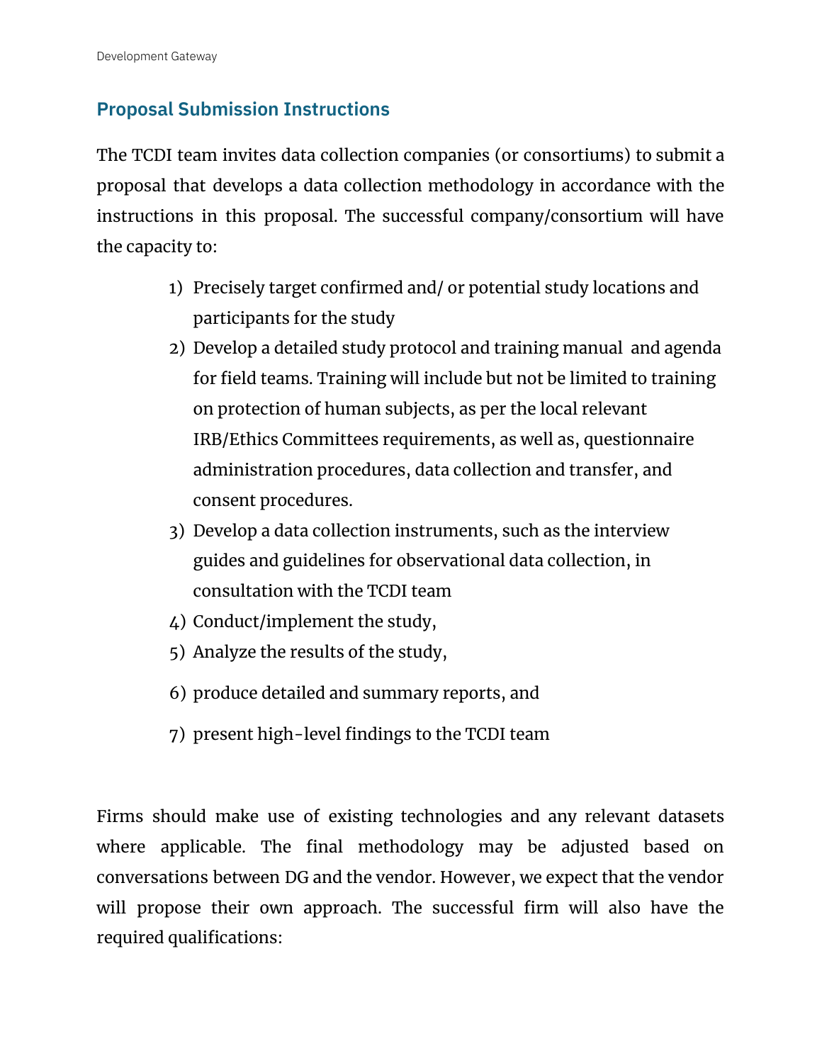## Proposal Submission Instructions

The TCDI team invites data collection companies (or consortiums) to submit a proposal that develops a data collection methodology in accordance with the instructions in this proposal. The successful company/consortium will have the capacity to:

1) Precisely target confirmed and/ or potential study locations and participants for the study
2) Develop a detailed study protocol and training manual and agenda for field teams. Training will include but not be limited to training on protection of human subjects, as per the local relevant IRB/Ethics Committees requirements, as well as, questionnaire administration procedures, data collection and transfer, and consent procedures.
3) Develop a data collection instruments, such as the interview guides and guidelines for observational data collection, in consultation with the TCDI team
4) Conduct/implement the study,
5) Analyze the results of the study,
6) produce detailed and summary reports, and
7) present high-level findings to the TCDI team

Firms should make use of existing technologies and any relevant datasets where applicable. The final methodology may be adjusted based on conversations between DG and the vendor. However, we expect that the vendor will propose their own approach. The successful firm will also have the required qualifications: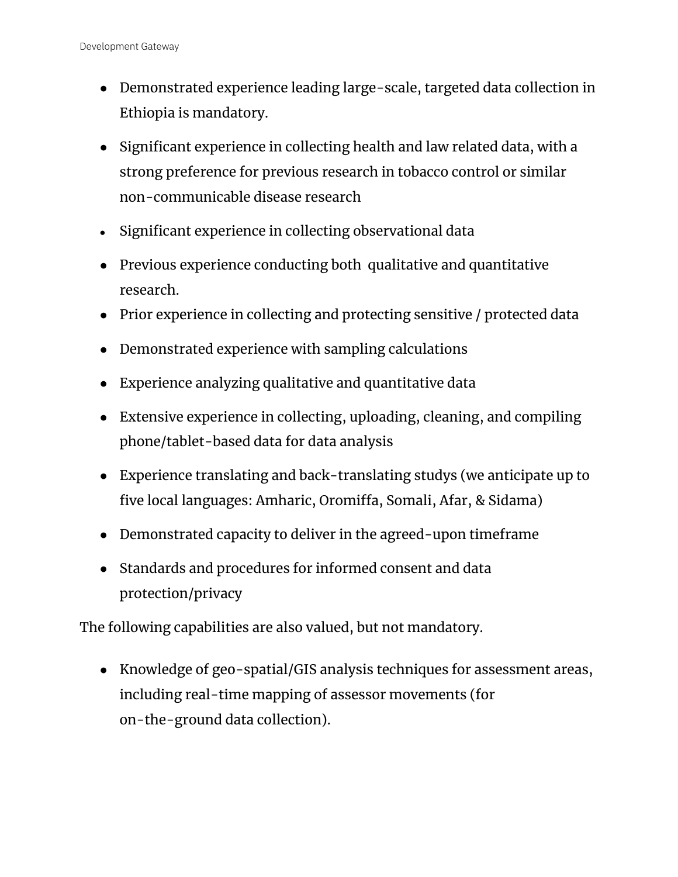- Demonstrated experience leading large-scale, targeted data collection in Ethiopia is mandatory.
- Significant experience in collecting health and law related data, with a strong preference for previous research in tobacco control or similar non-communicable disease research
- Significant experience in collecting observational data
- Previous experience conducting both qualitative and quantitative research.
- Prior experience in collecting and protecting sensitive / protected data
- Demonstrated experience with sampling calculations
- Experience analyzing qualitative and quantitative data
- Extensive experience in collecting, uploading, cleaning, and compiling phone/tablet-based data for data analysis
- Experience translating and back-translating studys (we anticipate up to five local languages: Amharic, Oromiffa, Somali, Afar, & Sidama)
- Demonstrated capacity to deliver in the agreed-upon timeframe
- Standards and procedures for informed consent and data protection/privacy

The following capabilities are also valued, but not mandatory.

- Knowledge of geo-spatial/GIS analysis techniques for assessment areas, including real-time mapping of assessor movements (for on-the-ground data collection).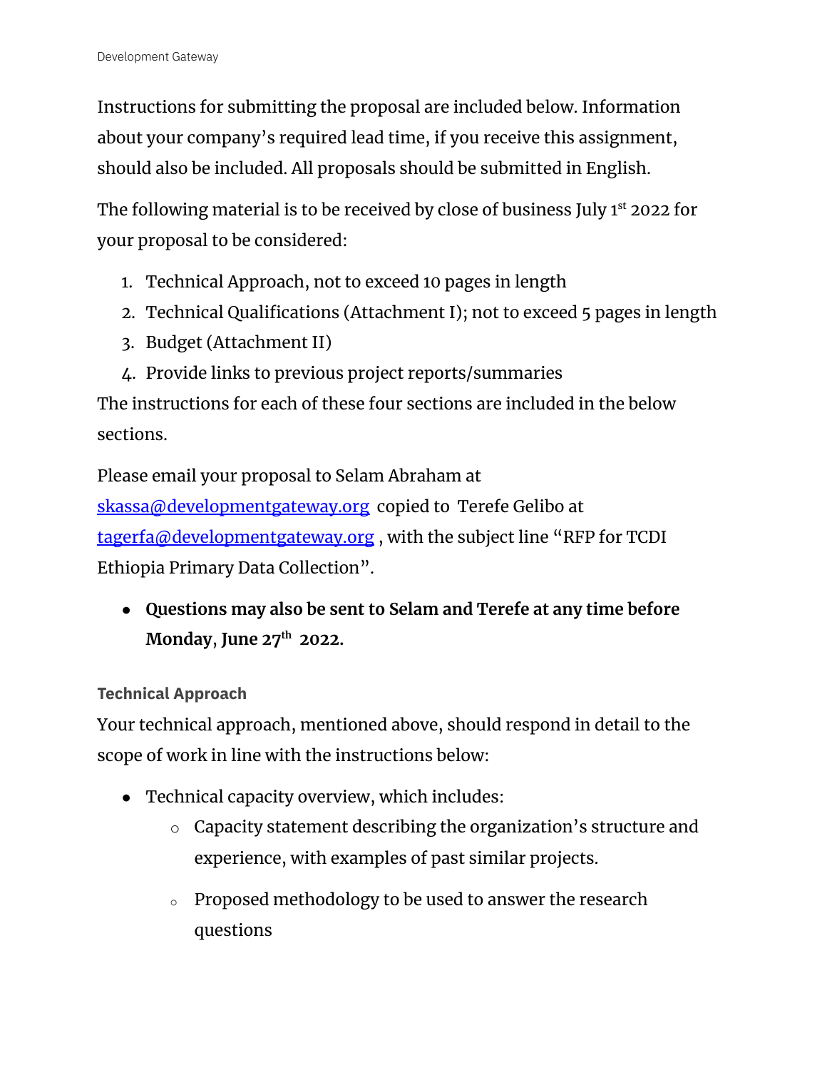Instructions for submitting the proposal are included below. Information about your company's required lead time, if you receive this assignment, should also be included. All proposals should be submitted in English.

The following material is to be received by close of business July 1st 2022 for your proposal to be considered:

1. Technical Approach, not to exceed 10 pages in length
2. Technical Qualifications (Attachment I); not to exceed 5 pages in length
3. Budget (Attachment II)
4. Provide links to previous project reports/summaries

The instructions for each of these four sections are included in the below sections.

Please email your proposal to Selam Abraham at [skassa@developmentgateway.org](mailto:skassa@developmentgateway.org) copied to Terefe Gelibo at [tagerfa@developmentgateway.org](mailto:tagerfa@developmentgateway.org), with the subject line "RFP for TCDI Ethiopia Primary Data Collection".

- **Questions may also be sent to Selam and Terefe at any time before Monday, June 27th 2022.**

### Technical Approach

Your technical approach, mentioned above, should respond in detail to the scope of work in line with the instructions below:

- Technical capacity overview, which includes:
    - Capacity statement describing the organization's structure and experience, with examples of past similar projects.
    - Proposed methodology to be used to answer the research questions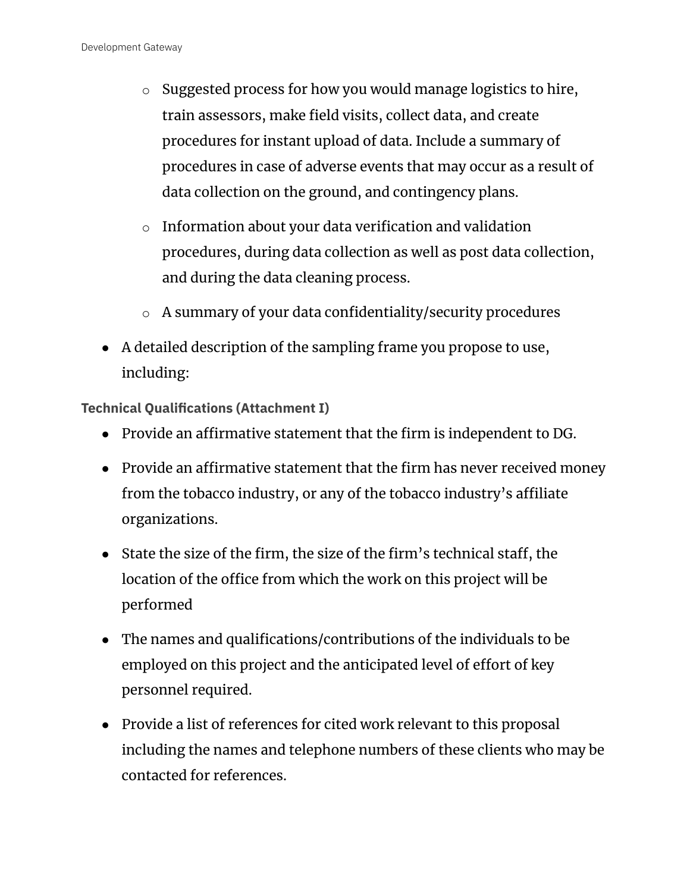- Suggested process for how you would manage logistics to hire, train assessors, make field visits, collect data, and create procedures for instant upload of data. Include a summary of procedures in case of adverse events that may occur as a result of data collection on the ground, and contingency plans.
   - Information about your data verification and validation procedures, during data collection as well as post data collection, and during the data cleaning process.
   - A summary of your data confidentiality/security procedures
- A detailed description of the sampling frame you propose to use, including:

**Technical Qualifications (Attachment I)**

- Provide an affirmative statement that the firm is independent to DG.
- Provide an affirmative statement that the firm has never received money from the tobacco industry, or any of the tobacco industry's affiliate organizations.
- State the size of the firm, the size of the firm's technical staff, the location of the office from which the work on this project will be performed
- The names and qualifications/contributions of the individuals to be employed on this project and the anticipated level of effort of key personnel required.
- Provide a list of references for cited work relevant to this proposal including the names and telephone numbers of these clients who may be contacted for references.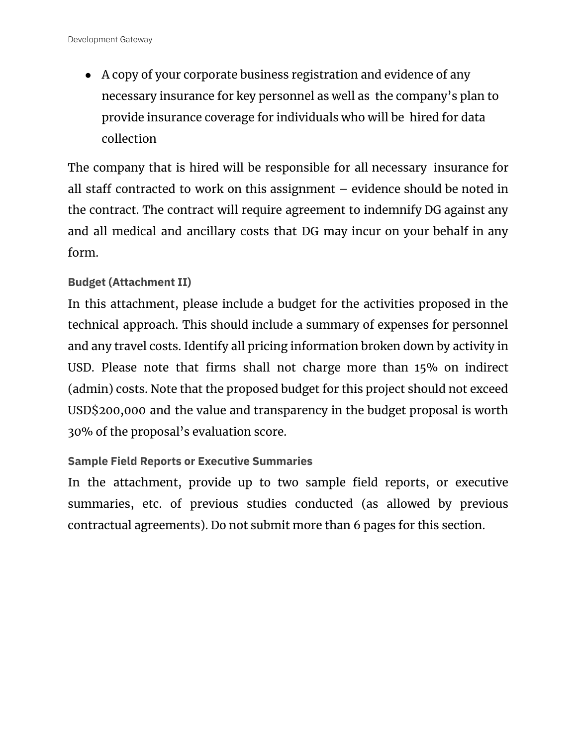- A copy of your corporate business registration and evidence of any necessary insurance for key personnel as well as the company's plan to provide insurance coverage for individuals who will be hired for data collection

The company that is hired will be responsible for all necessary insurance for all staff contracted to work on this assignment – evidence should be noted in the contract. The contract will require agreement to indemnify DG against any and all medical and ancillary costs that DG may incur on your behalf in any form.

#### Budget (Attachment II)

In this attachment, please include a budget for the activities proposed in the technical approach. This should include a summary of expenses for personnel and any travel costs. Identify all pricing information broken down by activity in USD. Please note that firms shall not charge more than 15% on indirect (admin) costs. Note that the proposed budget for this project should not exceed USD$200,000 and the value and transparency in the budget proposal is worth 30% of the proposal's evaluation score.

#### Sample Field Reports or Executive Summaries

In the attachment, provide up to two sample field reports, or executive summaries, etc. of previous studies conducted (as allowed by previous contractual agreements). Do not submit more than 6 pages for this section.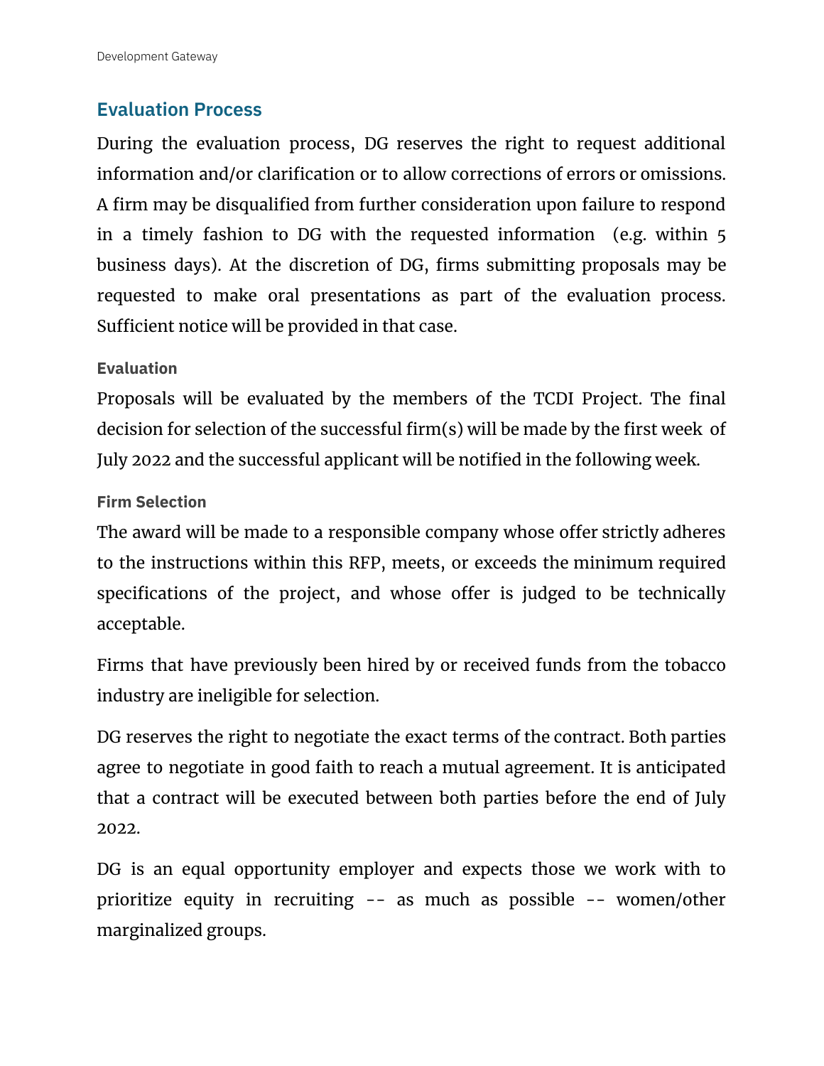## Evaluation Process

During the evaluation process, DG reserves the right to request additional information and/or clarification or to allow corrections of errors or omissions. A firm may be disqualified from further consideration upon failure to respond in a timely fashion to DG with the requested information (e.g. within 5 business days). At the discretion of DG, firms submitting proposals may be requested to make oral presentations as part of the evaluation process. Sufficient notice will be provided in that case.

### Evaluation

Proposals will be evaluated by the members of the TCDI Project. The final decision for selection of the successful firm(s) will be made by the first week of July 2022 and the successful applicant will be notified in the following week.

### Firm Selection

The award will be made to a responsible company whose offer strictly adheres to the instructions within this RFP, meets, or exceeds the minimum required specifications of the project, and whose offer is judged to be technically acceptable.

Firms that have previously been hired by or received funds from the tobacco industry are ineligible for selection.

DG reserves the right to negotiate the exact terms of the contract. Both parties agree to negotiate in good faith to reach a mutual agreement. It is anticipated that a contract will be executed between both parties before the end of July 2022.

DG is an equal opportunity employer and expects those we work with to prioritize equity in recruiting -- as much as possible -- women/other marginalized groups.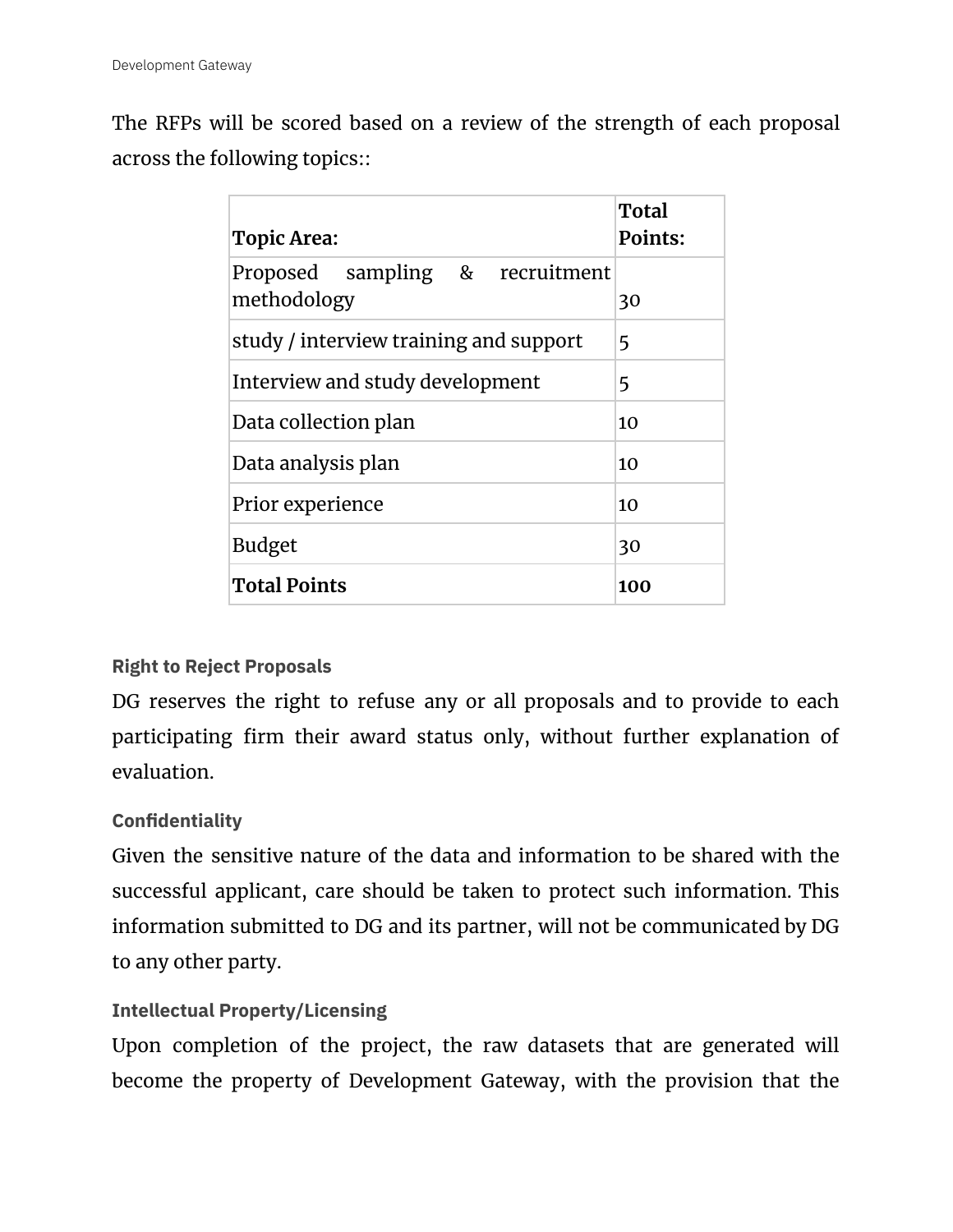The RFPs will be scored based on a review of the strength of each proposal across the following topics::

| Topic Area: | Total Points: |
|---|---|
| Proposed sampling & recruitment methodology | 30 |
| study / interview training and support | 5 |
| Interview and study development | 5 |
| Data collection plan | 10 |
| Data analysis plan | 10 |
| Prior experience | 10 |
| Budget | 30 |
| **Total Points** | **100** |

### Right to Reject Proposals

DG reserves the right to refuse any or all proposals and to provide to each participating firm their award status only, without further explanation of evaluation.

### Confidentiality

Given the sensitive nature of the data and information to be shared with the successful applicant, care should be taken to protect such information. This information submitted to DG and its partner, will not be communicated by DG to any other party.

### Intellectual Property/Licensing

Upon completion of the project, the raw datasets that are generated will become the property of Development Gateway, with the provision that the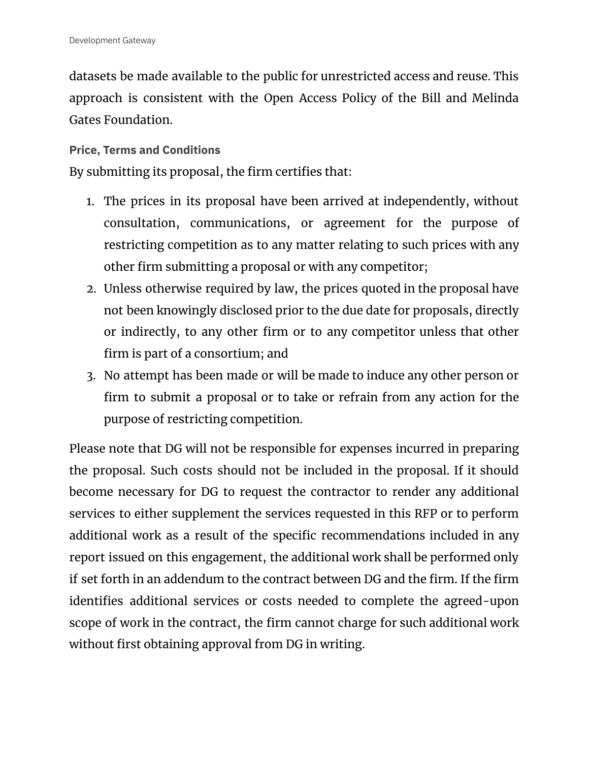datasets be made available to the public for unrestricted access and reuse. This approach is consistent with the Open Access Policy of the Bill and Melinda Gates Foundation.

### Price, Terms and Conditions

By submitting its proposal, the firm certifies that:

1. The prices in its proposal have been arrived at independently, without consultation, communications, or agreement for the purpose of restricting competition as to any matter relating to such prices with any other firm submitting a proposal or with any competitor;
2. Unless otherwise required by law, the prices quoted in the proposal have not been knowingly disclosed prior to the due date for proposals, directly or indirectly, to any other firm or to any competitor unless that other firm is part of a consortium; and
3. No attempt has been made or will be made to induce any other person or firm to submit a proposal or to take or refrain from any action for the purpose of restricting competition.

Please note that DG will not be responsible for expenses incurred in preparing the proposal. Such costs should not be included in the proposal. If it should become necessary for DG to request the contractor to render any additional services to either supplement the services requested in this RFP or to perform additional work as a result of the specific recommendations included in any report issued on this engagement, the additional work shall be performed only if set forth in an addendum to the contract between DG and the firm. If the firm identifies additional services or costs needed to complete the agreed-upon scope of work in the contract, the firm cannot charge for such additional work without first obtaining approval from DG in writing.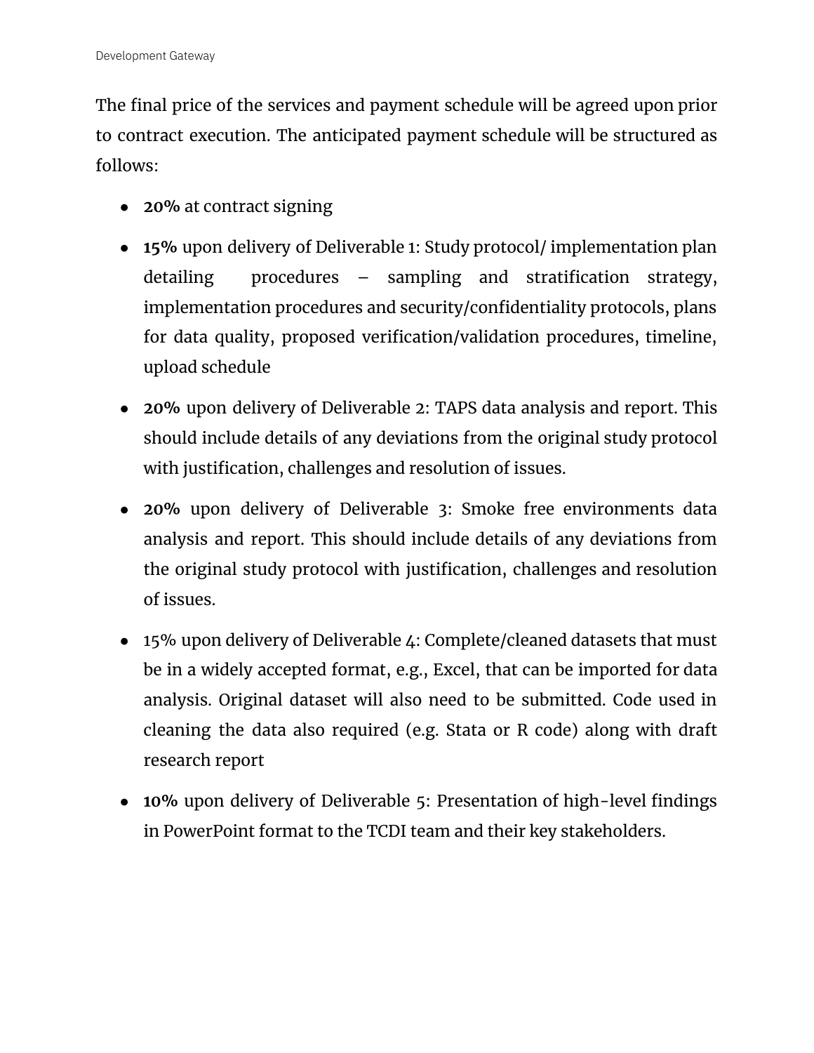The final price of the services and payment schedule will be agreed upon prior to contract execution. The anticipated payment schedule will be structured as follows:

- **20%** at contract signing
- **15%** upon delivery of Deliverable 1: Study protocol/ implementation plan detailing procedures – sampling and stratification strategy, implementation procedures and security/confidentiality protocols, plans for data quality, proposed verification/validation procedures, timeline, upload schedule
- **20%** upon delivery of Deliverable 2: TAPS data analysis and report. This should include details of any deviations from the original study protocol with justification, challenges and resolution of issues.
- **20%** upon delivery of Deliverable 3: Smoke free environments data analysis and report. This should include details of any deviations from the original study protocol with justification, challenges and resolution of issues.
- 15% upon delivery of Deliverable 4: Complete/cleaned datasets that must be in a widely accepted format, e.g., Excel, that can be imported for data analysis. Original dataset will also need to be submitted. Code used in cleaning the data also required (e.g. Stata or R code) along with draft research report
- **10%** upon delivery of Deliverable 5: Presentation of high-level findings in PowerPoint format to the TCDI team and their key stakeholders.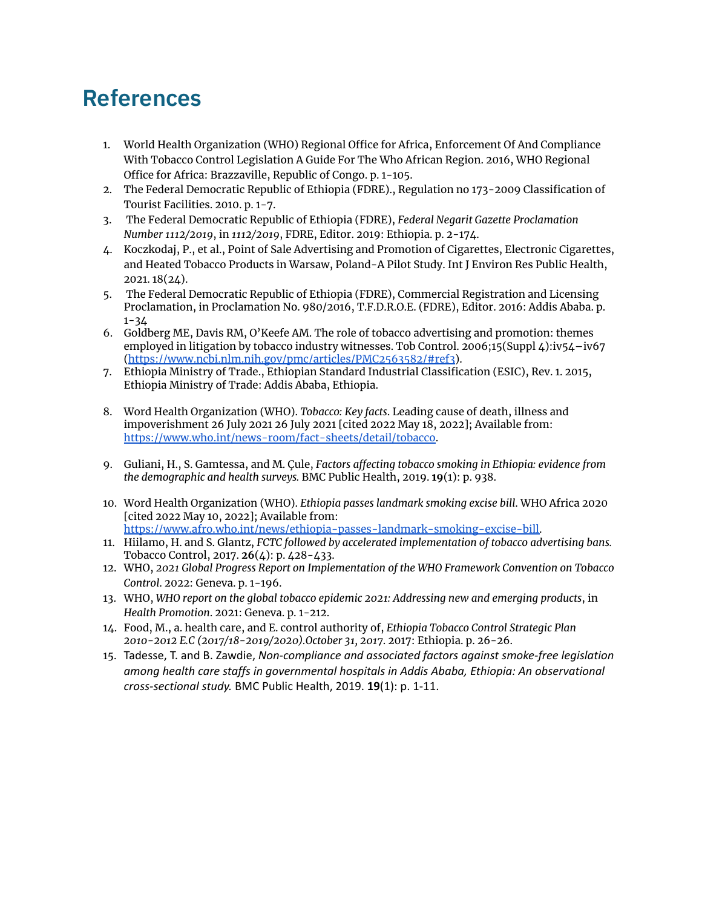# References

1. World Health Organization (WHO) Regional Office for Africa, Enforcement Of And Compliance With Tobacco Control Legislation A Guide For The Who African Region. 2016, WHO Regional Office for Africa: Brazzaville, Republic of Congo. p. 1-105.
2. The Federal Democratic Republic of Ethiopia (FDRE)., Regulation no 173-2009 Classification of Tourist Facilities. 2010. p. 1-7.
3. The Federal Democratic Republic of Ethiopia (FDRE), *Federal Negarit Gazette Proclamation Number 1112/2019*, in *1112/2019*, FDRE, Editor. 2019: Ethiopia. p. 2-174.
4. Koczkodaj, P., et al., Point of Sale Advertising and Promotion of Cigarettes, Electronic Cigarettes, and Heated Tobacco Products in Warsaw, Poland-A Pilot Study. Int J Environ Res Public Health, 2021. 18(24).
5. The Federal Democratic Republic of Ethiopia (FDRE), Commercial Registration and Licensing Proclamation, in Proclamation No. 980/2016, T.F.D.R.O.E. (FDRE), Editor. 2016: Addis Ababa. p. 1-34
6. Goldberg ME, Davis RM, O'Keefe AM. The role of tobacco advertising and promotion: themes employed in litigation by tobacco industry witnesses. Tob Control. 2006;15(Suppl 4):iv54–iv67 (https://www.ncbi.nlm.nih.gov/pmc/articles/PMC2563582/#ref3).
7. Ethiopia Ministry of Trade., Ethiopian Standard Industrial Classification (ESIC), Rev. 1. 2015, Ethiopia Ministry of Trade: Addis Ababa, Ethiopia.
8. Word Health Organization (WHO). *Tobacco: Key facts*. Leading cause of death, illness and impoverishment 26 July 2021 26 July 2021 [cited 2022 May 18, 2022]; Available from: https://www.who.int/news-room/fact-sheets/detail/tobacco.
9. Guliani, H., S. Gamtessa, and M. Çule, *Factors affecting tobacco smoking in Ethiopia: evidence from the demographic and health surveys.* BMC Public Health, 2019. **19**(1): p. 938.
10. Word Health Organization (WHO). *Ethiopia passes landmark smoking excise bill*. WHO Africa 2020 [cited 2022 May 10, 2022]; Available from: https://www.afro.who.int/news/ethiopia-passes-landmark-smoking-excise-bill.
11. Hiilamo, H. and S. Glantz, *FCTC followed by accelerated implementation of tobacco advertising bans.* Tobacco Control, 2017. **26**(4): p. 428-433.
12. WHO, *2021 Global Progress Report on Implementation of the WHO Framework Convention on Tobacco Control*. 2022: Geneva. p. 1-196.
13. WHO, *WHO report on the global tobacco epidemic 2021: Addressing new and emerging products*, in *Health Promotion*. 2021: Geneva. p. 1-212.
14. Food, M., a. health care, and E. control authority of, *Ethiopia Tobacco Control Strategic Plan 2010-2012 E.C (2017/18-2019/2020).October 31, 2017*. 2017: Ethiopia. p. 26-26.
15. Tadesse, T. and B. Zawdie, *Non-compliance and associated factors against smoke-free legislation among health care staffs in governmental hospitals in Addis Ababa, Ethiopia: An observational cross-sectional study.* BMC Public Health, 2019. **19**(1): p. 1-11.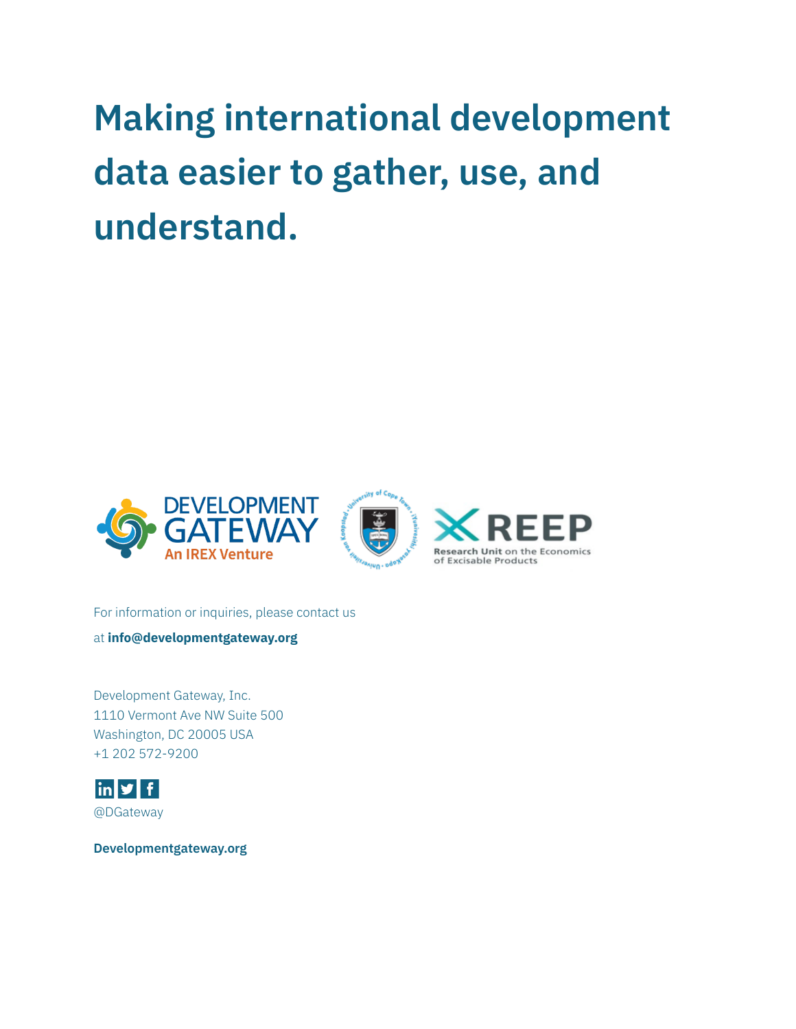# Making international development data easier to gather, use, and understand.

For information or inquiries, please contact us

at **info@developmentgateway.org**

Development Gateway, Inc.
1110 Vermont Ave NW Suite 500
Washington, DC 20005 USA
+1 202 572-9200

@DGateway

**Developmentgateway.org**